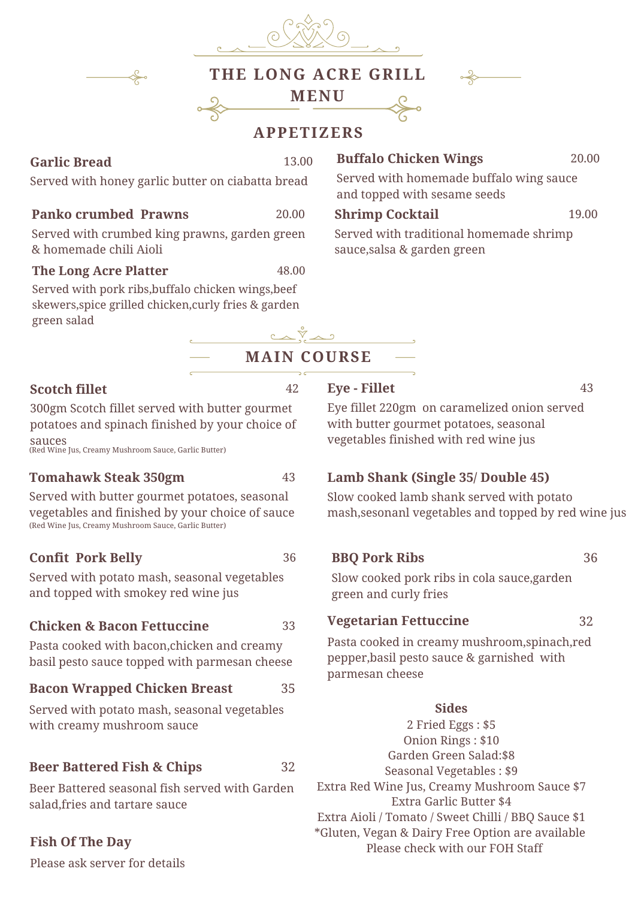# THE LONG ACRE GRILL MENU

## APPETIZERS

**Garlic Bread** 13.00

Served with honey garlic butter on ciabatta bread

**Panko crumbed Prawns** 20.00

Served with crumbed king prawns, garden green & homemade chili Aioli

**The Long Acre Platter** 48.00

Served with pork ribs,buffalo chicken wings,beef skewers,spice grilled chicken,curly fries & garden green salad

**Buffalo Chicken Wings** 20.00

Served with homemade buffalo wing sauce and topped with sesame seeds

**Shrimp Cocktail** 19.00

Served with traditional homemade shrimp sauce,salsa & garden green

## MAIN COURSE

**Scotch fillet** 42

300gm Scotch fillet served with butter gourmet potatoes and spinach finished by your choice of sauces
(Red Wine Jus, Creamy Mushroom Sauce, Garlic Butter)

**Tomahawk Steak 350gm** 43

Served with butter gourmet potatoes, seasonal vegetables and finished by your choice of sauce
(Red Wine Jus, Creamy Mushroom Sauce, Garlic Butter)

**Confit Pork Belly** 36

Served with potato mash, seasonal vegetables and topped with smokey red wine jus

**Chicken & Bacon Fettuccine** 33

Pasta cooked with bacon,chicken and creamy basil pesto sauce topped with parmesan cheese

**Bacon Wrapped Chicken Breast** 35

Served with potato mash, seasonal vegetables with creamy mushroom sauce

**Beer Battered Fish & Chips** 32

Beer Battered seasonal fish served with Garden salad,fries and tartare sauce

**Fish Of The Day**

Please ask server for details

**Eye - Fillet** 43

Eye fillet 220gm on caramelized onion served with butter gourmet potatoes, seasonal vegetables finished with red wine jus

**Lamb Shank (Single 35/ Double 45)**

Slow cooked lamb shank served with potato mash,sesonanl vegetables and topped by red wine jus

**BBQ Pork Ribs** 36

Slow cooked pork ribs in cola sauce,garden green and curly fries

**Vegetarian Fettuccine** 32

Pasta cooked in creamy mushroom,spinach,red pepper,basil pesto sauce & garnished with parmesan cheese

### Sides

2 Fried Eggs : $5
Onion Rings : $10
Garden Green Salad:$8
Seasonal Vegetables : $9
Extra Red Wine Jus, Creamy Mushroom Sauce $7
Extra Garlic Butter $4
Extra Aioli / Tomato / Sweet Chilli / BBQ Sauce $1
*Gluten, Vegan & Dairy Free Option are available
Please check with our FOH Staff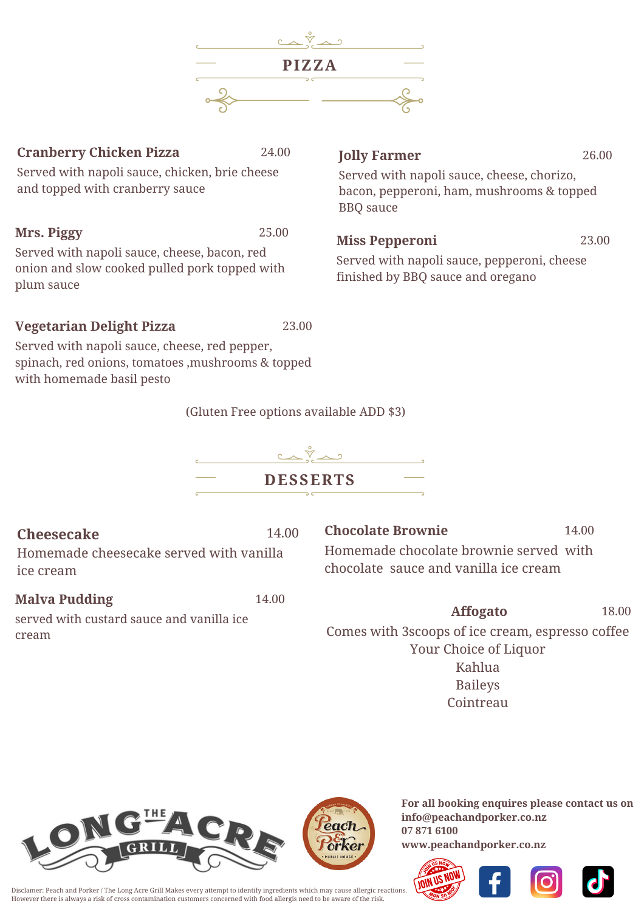# PIZZA

**Cranberry Chicken Pizza** 24.00

Served with napoli sauce, chicken, brie cheese and topped with cranberry sauce

**Mrs. Piggy** 25.00

Served with napoli sauce, cheese, bacon, red onion and slow cooked pulled pork topped with plum sauce

**Vegetarian Delight Pizza** 23.00

Served with napoli sauce, cheese, red pepper, spinach, red onions, tomatoes ,mushrooms & topped with homemade basil pesto

**Jolly Farmer** 26.00

Served with napoli sauce, cheese, chorizo, bacon, pepperoni, ham, mushrooms & topped BBQ sauce

**Miss Pepperoni** 23.00

Served with napoli sauce, pepperoni, cheese finished by BBQ sauce and oregano

(Gluten Free options available ADD $3)

# DESSERTS

**Cheesecake** 14.00

Homemade cheesecake served with vanilla ice cream

**Malva Pudding** 14.00

served with custard sauce and vanilla ice cream

**Chocolate Brownie** 14.00

Homemade chocolate brownie served with chocolate sauce and vanilla ice cream

**Affogato** 18.00

Comes with 3scoops of ice cream, espresso coffee
Your Choice of Liquor
Kahlua
Baileys
Cointreau

**For all booking enquires please contact us on**
**info@peachandporker.co.nz**
**07 871 6100**
**www.peachandporker.co.nz**

Disclamer: Peach and Porker / The Long Acre Grill Makes every attempt to identify ingredients which may cause allergic reactions. However there is always a risk of cross contamination customers concerned with food allergis need to be aware of the risk.